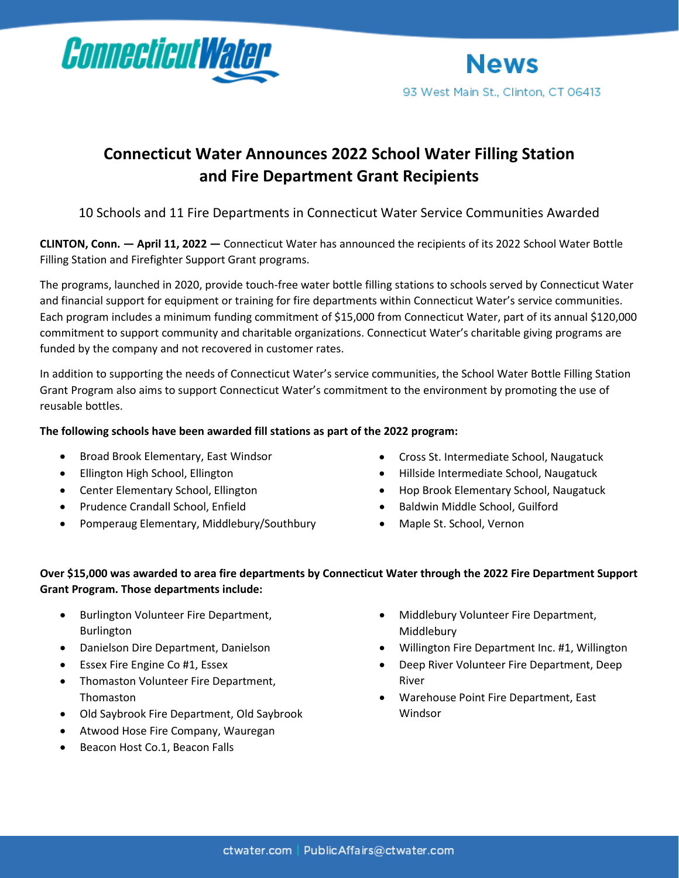ConnecticutWater

News

93 West Main St., Clinton, CT 06413

# Connecticut Water Announces 2022 School Water Filling Station and Fire Department Grant Recipients

10 Schools and 11 Fire Departments in Connecticut Water Service Communities Awarded

**CLINTON, Conn. — April 11, 2022 —** Connecticut Water has announced the recipients of its 2022 School Water Bottle Filling Station and Firefighter Support Grant programs.

The programs, launched in 2020, provide touch-free water bottle filling stations to schools served by Connecticut Water and financial support for equipment or training for fire departments within Connecticut Water's service communities. Each program includes a minimum funding commitment of $15,000 from Connecticut Water, part of its annual $120,000 commitment to support community and charitable organizations. Connecticut Water's charitable giving programs are funded by the company and not recovered in customer rates.

In addition to supporting the needs of Connecticut Water's service communities, the School Water Bottle Filling Station Grant Program also aims to support Connecticut Water's commitment to the environment by promoting the use of reusable bottles.

**The following schools have been awarded fill stations as part of the 2022 program:**

- Broad Brook Elementary, East Windsor
- Ellington High School, Ellington
- Center Elementary School, Ellington
- Prudence Crandall School, Enfield
- Pomperaug Elementary, Middlebury/Southbury
- Cross St. Intermediate School, Naugatuck
- Hillside Intermediate School, Naugatuck
- Hop Brook Elementary School, Naugatuck
- Baldwin Middle School, Guilford
- Maple St. School, Vernon

**Over $15,000 was awarded to area fire departments by Connecticut Water through the 2022 Fire Department Support Grant Program. Those departments include:**

- Burlington Volunteer Fire Department, Burlington
- Danielson Dire Department, Danielson
- Essex Fire Engine Co #1, Essex
- Thomaston Volunteer Fire Department, Thomaston
- Old Saybrook Fire Department, Old Saybrook
- Atwood Hose Fire Company, Wauregan
- Beacon Host Co.1, Beacon Falls
- Middlebury Volunteer Fire Department, Middlebury
- Willington Fire Department Inc. #1, Willington
- Deep River Volunteer Fire Department, Deep River
- Warehouse Point Fire Department, East Windsor

ctwater.com | PublicAffairs@ctwater.com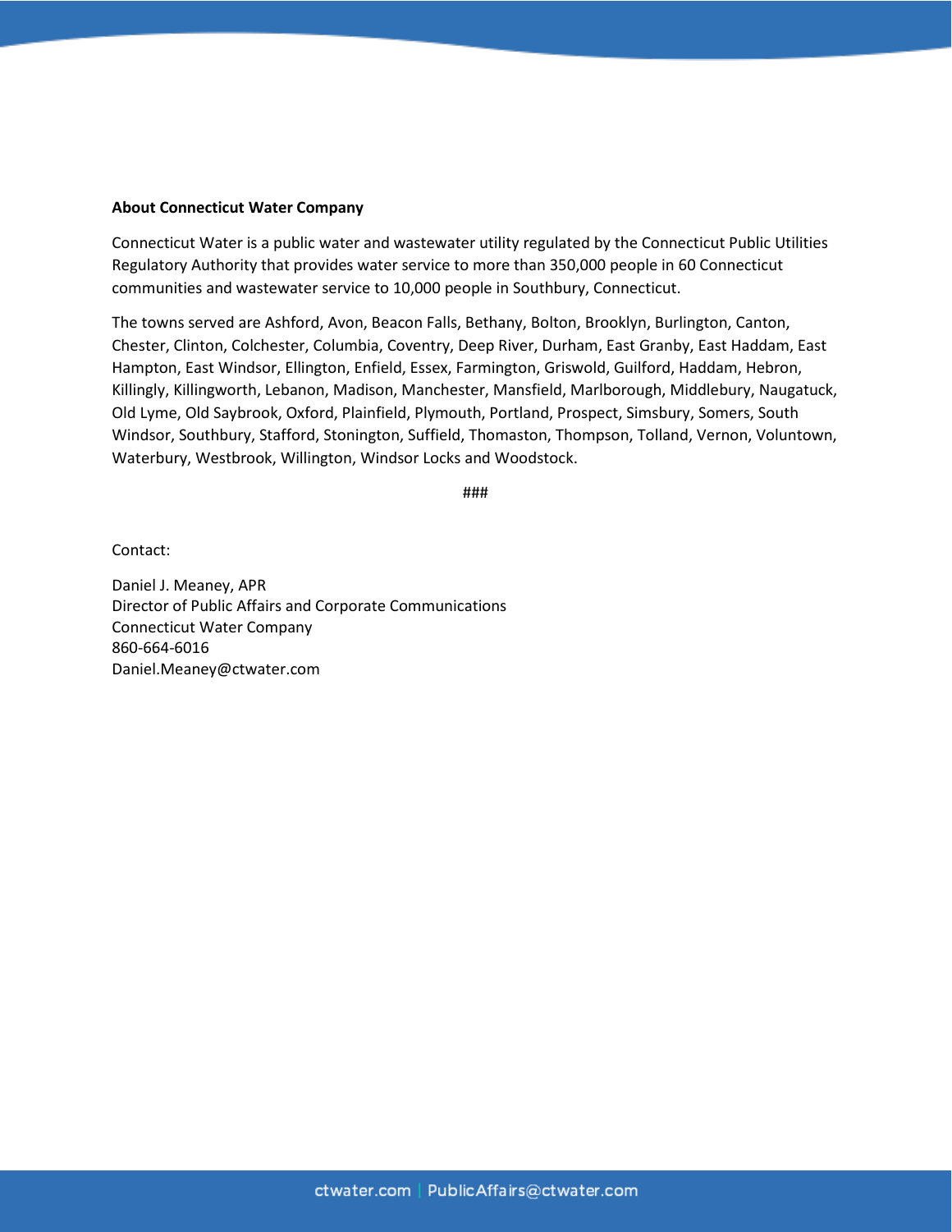**About Connecticut Water Company**

Connecticut Water is a public water and wastewater utility regulated by the Connecticut Public Utilities Regulatory Authority that provides water service to more than 350,000 people in 60 Connecticut communities and wastewater service to 10,000 people in Southbury, Connecticut.

The towns served are Ashford, Avon, Beacon Falls, Bethany, Bolton, Brooklyn, Burlington, Canton, Chester, Clinton, Colchester, Columbia, Coventry, Deep River, Durham, East Granby, East Haddam, East Hampton, East Windsor, Ellington, Enfield, Essex, Farmington, Griswold, Guilford, Haddam, Hebron, Killingly, Killingworth, Lebanon, Madison, Manchester, Mansfield, Marlborough, Middlebury, Naugatuck, Old Lyme, Old Saybrook, Oxford, Plainfield, Plymouth, Portland, Prospect, Simsbury, Somers, South Windsor, Southbury, Stafford, Stonington, Suffield, Thomaston, Thompson, Tolland, Vernon, Voluntown, Waterbury, Westbrook, Willington, Windsor Locks and Woodstock.

###

Contact:

Daniel J. Meaney, APR
Director of Public Affairs and Corporate Communications
Connecticut Water Company
860-664-6016
Daniel.Meaney@ctwater.com

ctwater.com | PublicAffairs@ctwater.com